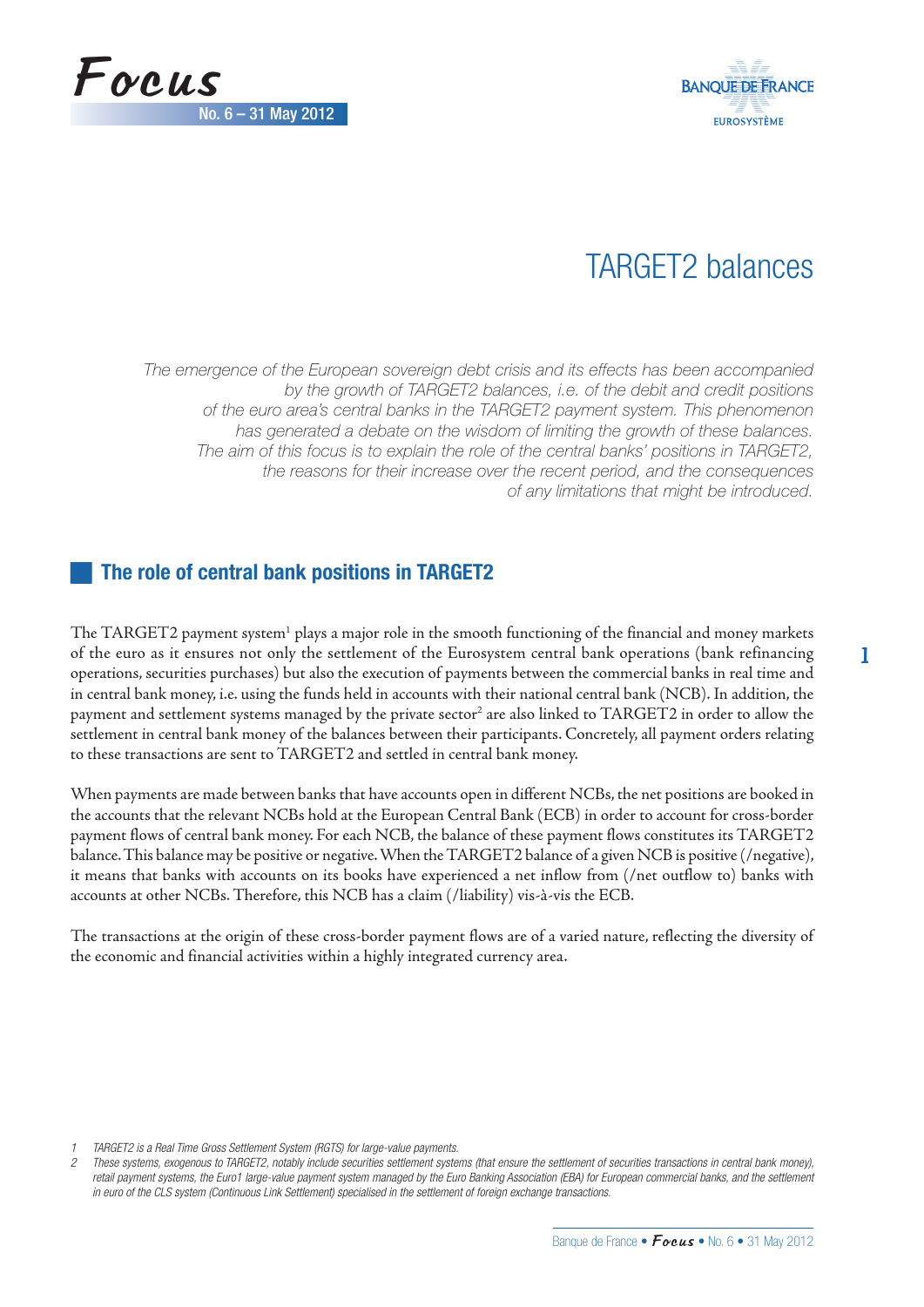# TARGET2 balances

*The emergence of the European sovereign debt crisis and its effects has been accompanied by the growth of TARGET2 balances, i.e. of the debit and credit positions of the euro area's central banks in the TARGET2 payment system. This phenomenon has generated a debate on the wisdom of limiting the growth of these balances. The aim of this focus is to explain the role of the central banks' positions in TARGET2, the reasons for their increase over the recent period, and the consequences of any limitations that might be introduced.*

## The role of central bank positions in TARGET2

The TARGET2 payment system[1] plays a major role in the smooth functioning of the financial and money markets of the euro as it ensures not only the settlement of the Eurosystem central bank operations (bank refinancing operations, securities purchases) but also the execution of payments between the commercial banks in real time and in central bank money, i.e. using the funds held in accounts with their national central bank (NCB). In addition, the payment and settlement systems managed by the private sector[2] are also linked to TARGET2 in order to allow the settlement in central bank money of the balances between their participants. Concretely, all payment orders relating to these transactions are sent to TARGET2 and settled in central bank money.

When payments are made between banks that have accounts open in different NCBs, the net positions are booked in the accounts that the relevant NCBs hold at the European Central Bank (ECB) in order to account for cross-border payment flows of central bank money. For each NCB, the balance of these payment flows constitutes its TARGET2 balance. This balance may be positive or negative. When the TARGET2 balance of a given NCB is positive (/negative), it means that banks with accounts on its books have experienced a net inflow from (/net outflow to) banks with accounts at other NCBs. Therefore, this NCB has a claim (/liability) vis-à-vis the ECB.

The transactions at the origin of these cross-border payment flows are of a varied nature, reflecting the diversity of the economic and financial activities within a highly integrated currency area.

1 *TARGET2 is a Real Time Gross Settlement System (RGTS) for large-value payments.*

2 *These systems, exogenous to TARGET2, notably include securities settlement systems (that ensure the settlement of securities transactions in central bank money), retail payment systems, the Euro1 large-value payment system managed by the Euro Banking Association (EBA) for European commercial banks, and the settlement in euro of the CLS system (Continuous Link Settlement) specialised in the settlement of foreign exchange transactions.*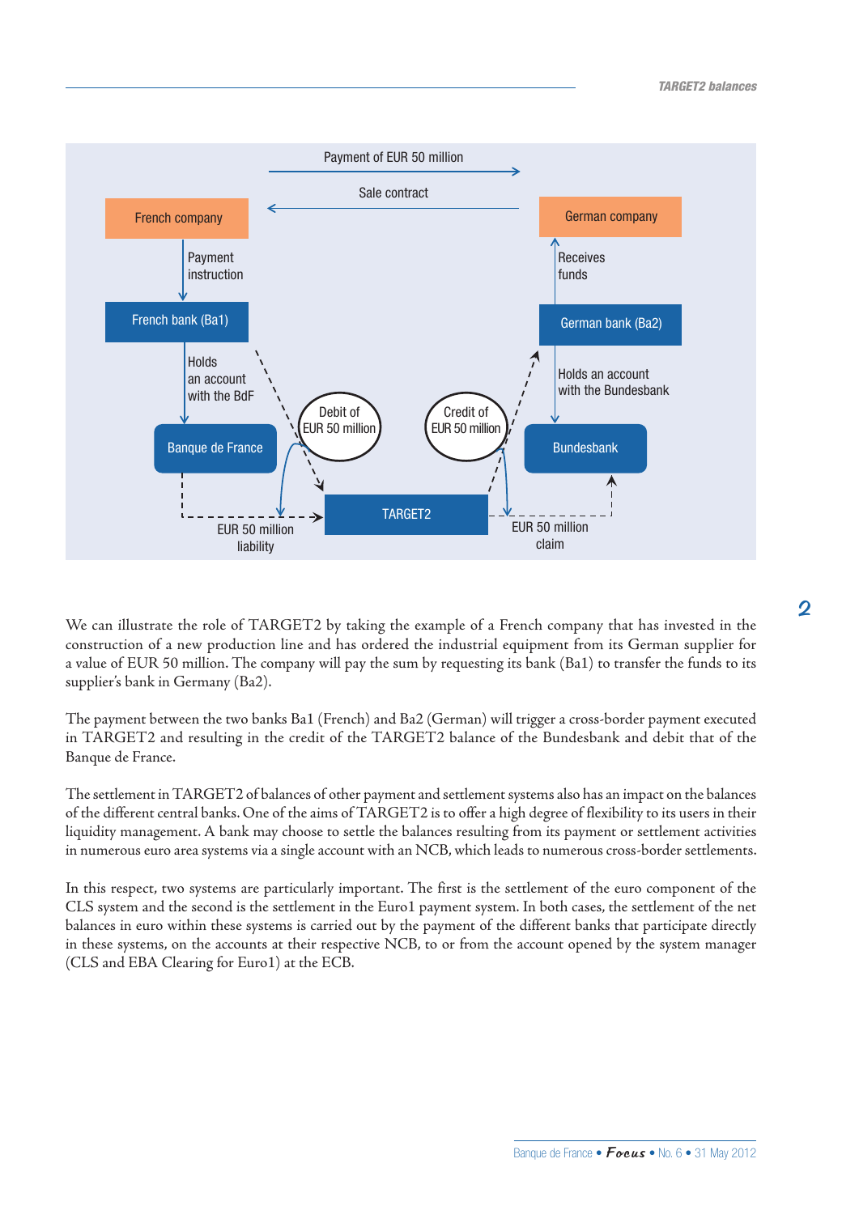Payment of EUR 50 million

Sale contract

French company

Payment instruction

French bank (Ba1)

Holds an account with the BdF

Banque de France

Debit of EUR 50 million

TARGET2

EUR 50 million liability

German company

Receives funds

German bank (Ba2)

Holds an account with the Bundesbank

Bundesbank

Credit of EUR 50 million

EUR 50 million claim

We can illustrate the role of TARGET2 by taking the example of a French company that has invested in the construction of a new production line and has ordered the industrial equipment from its German supplier for a value of EUR 50 million. The company will pay the sum by requesting its bank (Ba1) to transfer the funds to its supplier's bank in Germany (Ba2).

The payment between the two banks Ba1 (French) and Ba2 (German) will trigger a cross-border payment executed in TARGET2 and resulting in the credit of the TARGET2 balance of the Bundesbank and debit that of the Banque de France.

The settlement in TARGET2 of balances of other payment and settlement systems also has an impact on the balances of the different central banks. One of the aims of TARGET2 is to offer a high degree of flexibility to its users in their liquidity management. A bank may choose to settle the balances resulting from its payment or settlement activities in numerous euro area systems via a single account with an NCB, which leads to numerous cross-border settlements.

In this respect, two systems are particularly important. The first is the settlement of the euro component of the CLS system and the second is the settlement in the Euro1 payment system. In both cases, the settlement of the net balances in euro within these systems is carried out by the payment of the different banks that participate directly in these systems, on the accounts at their respective NCB, to or from the account opened by the system manager (CLS and EBA Clearing for Euro1) at the ECB.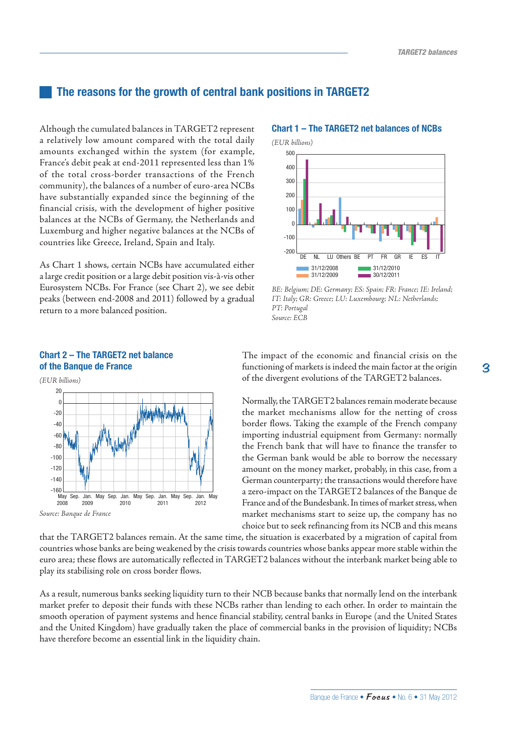## The reasons for the growth of central bank positions in TARGET2

Although the cumulated balances in TARGET2 represent a relatively low amount compared with the total daily amounts exchanged within the system (for example, France's debit peak at end-2011 represented less than 1% of the total cross-border transactions of the French community), the balances of a number of euro-area NCBs have substantially expanded since the beginning of the financial crisis, with the development of higher positive balances at the NCBs of Germany, the Netherlands and Luxemburg and higher negative balances at the NCBs of countries like Greece, Ireland, Spain and Italy.

As Chart 1 shows, certain NCBs have accumulated either a large credit position or a large debit position vis-à-vis other Eurosystem NCBs. For France (see Chart 2), we see debit peaks (between end-2008 and 2011) followed by a gradual return to a more balanced position.

### Chart 1 – The TARGET2 net balances of NCBs

*(EUR billions)*

*BE: Belgium; DE: Germany; ES: Spain; FR: France; IE: Ireland; IT: Italy; GR: Greece; LU: Luxembourg; NL: Netherlands; PT: Portugal*
*Source: ECB*

### Chart 2 – The TARGET2 net balance of the Banque de France

*(EUR billions)*

*Source: Banque de France*

The impact of the economic and financial crisis on the functioning of markets is indeed the main factor at the origin of the divergent evolutions of the TARGET2 balances.

Normally, the TARGET2 balances remain moderate because the market mechanisms allow for the netting of cross border flows. Taking the example of the French company importing industrial equipment from Germany: normally the French bank that will have to finance the transfer to the German bank would be able to borrow the necessary amount on the money market, probably, in this case, from a German counterparty; the transactions would therefore have a zero-impact on the TARGET2 balances of the Banque de France and of the Bundesbank. In times of market stress, when market mechanisms start to seize up, the company has no choice but to seek refinancing from its NCB and this means that the TARGET2 balances remain. At the same time, the situation is exacerbated by a migration of capital from countries whose banks are being weakened by the crisis towards countries whose banks appear more stable within the euro area; these flows are automatically reflected in TARGET2 balances without the interbank market being able to play its stabilising role on cross border flows.

As a result, numerous banks seeking liquidity turn to their NCB because banks that normally lend on the interbank market prefer to deposit their funds with these NCBs rather than lending to each other. In order to maintain the smooth operation of payment systems and hence financial stability, central banks in Europe (and the United States and the United Kingdom) have gradually taken the place of commercial banks in the provision of liquidity; NCBs have therefore become an essential link in the liquidity chain.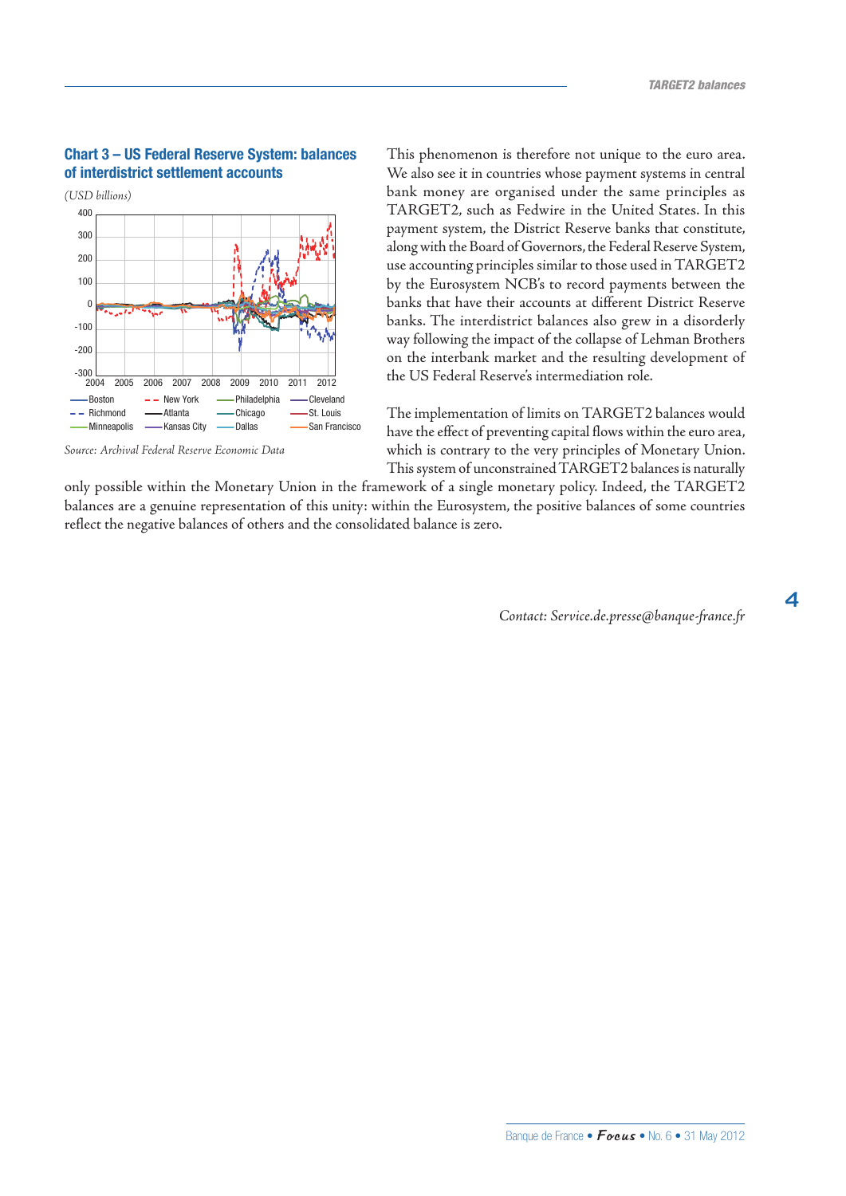**Chart 3 – US Federal Reserve System: balances of interdistrict settlement accounts**

*(USD billions)*

400
300
200
100
0
-100
-200
-300

2004 2005 2006 2007 2008 2009 2010 2011 2012

Boston
New York
Philadelphia
Cleveland
Richmond
Atlanta
Chicago
St. Louis
Minneapolis
Kansas City
Dallas
San Francisco

*Source: Archival Federal Reserve Economic Data*

This phenomenon is therefore not unique to the euro area. We also see it in countries whose payment systems in central bank money are organised under the same principles as TARGET2, such as Fedwire in the United States. In this payment system, the District Reserve banks that constitute, along with the Board of Governors, the Federal Reserve System, use accounting principles similar to those used in TARGET2 by the Eurosystem NCB's to record payments between the banks that have their accounts at different District Reserve banks. The interdistrict balances also grew in a disorderly way following the impact of the collapse of Lehman Brothers on the interbank market and the resulting development of the US Federal Reserve's intermediation role.

The implementation of limits on TARGET2 balances would have the effect of preventing capital flows within the euro area, which is contrary to the very principles of Monetary Union. This system of unconstrained TARGET2 balances is naturally only possible within the Monetary Union in the framework of a single monetary policy. Indeed, the TARGET2 balances are a genuine representation of this unity: within the Eurosystem, the positive balances of some countries reflect the negative balances of others and the consolidated balance is zero.

*Contact: Service.de.presse@banque-france.fr*